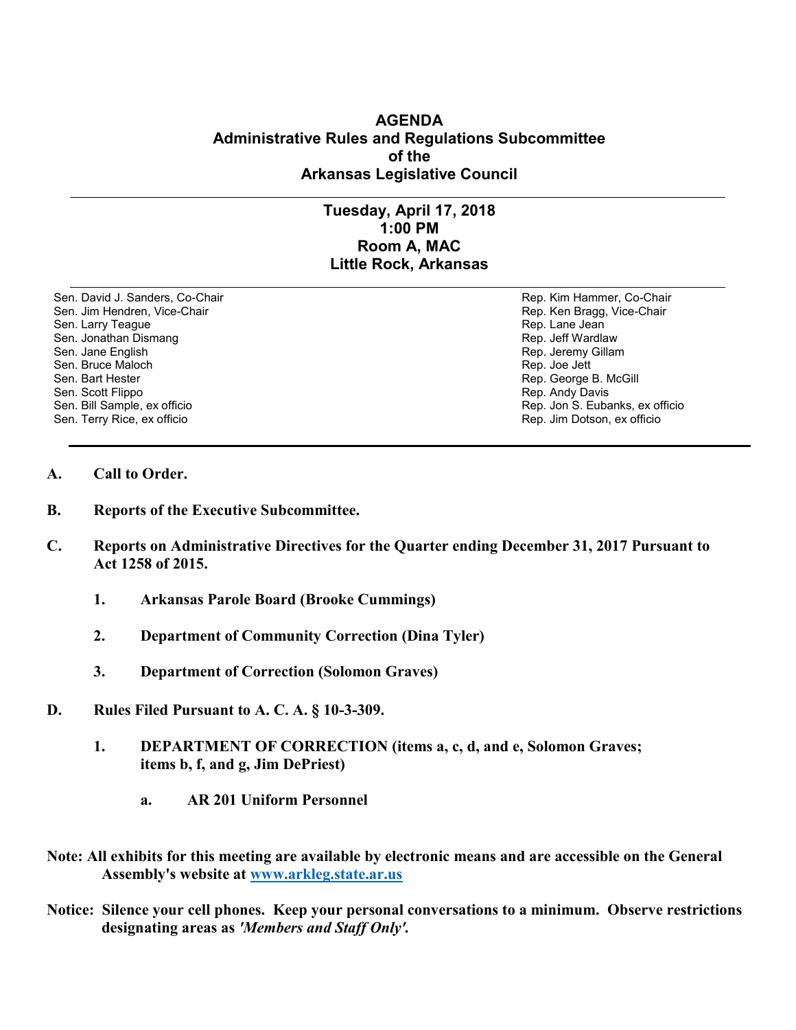# AGENDA
## Administrative Rules and Regulations Subcommittee
## of the
## Arkansas Legislative Council

---

### Tuesday, April 17, 2018
### 1:00 PM
### Room A, MAC
### Little Rock, Arkansas

---

| | |
|---|---|
| Sen. David J. Sanders, Co-Chair | Rep. Kim Hammer, Co-Chair |
| Sen. Jim Hendren, Vice-Chair | Rep. Ken Bragg, Vice-Chair |
| Sen. Larry Teague | Rep. Lane Jean |
| Sen. Jonathan Dismang | Rep. Jeff Wardlaw |
| Sen. Jane English | Rep. Jeremy Gillam |
| Sen. Bruce Maloch | Rep. Joe Jett |
| Sen. Bart Hester | Rep. George B. McGill |
| Sen. Scott Flippo | Rep. Andy Davis |
| Sen. Bill Sample, ex officio | Rep. Jon S. Eubanks, ex officio |
| Sen. Terry Rice, ex officio | Rep. Jim Dotson, ex officio |

---

**A. Call to Order.**

**B. Reports of the Executive Subcommittee.**

**C. Reports on Administrative Directives for the Quarter ending December 31, 2017 Pursuant to Act 1258 of 2015.**

1. **Arkansas Parole Board (Brooke Cummings)**

2. **Department of Community Correction (Dina Tyler)**

3. **Department of Correction (Solomon Graves)**

**D. Rules Filed Pursuant to A. C. A. § 10-3-309.**

1. **DEPARTMENT OF CORRECTION (items a, c, d, and e, Solomon Graves; items b, f, and g, Jim DePriest)**

   a. **AR 201 Uniform Personnel**

**Note: All exhibits for this meeting are available by electronic means and are accessible on the General Assembly's website at [www.arkleg.state.ar.us](http://www.arkleg.state.ar.us)**

**Notice: Silence your cell phones. Keep your personal conversations to a minimum. Observe restrictions designating areas as *'Members and Staff Only'*.**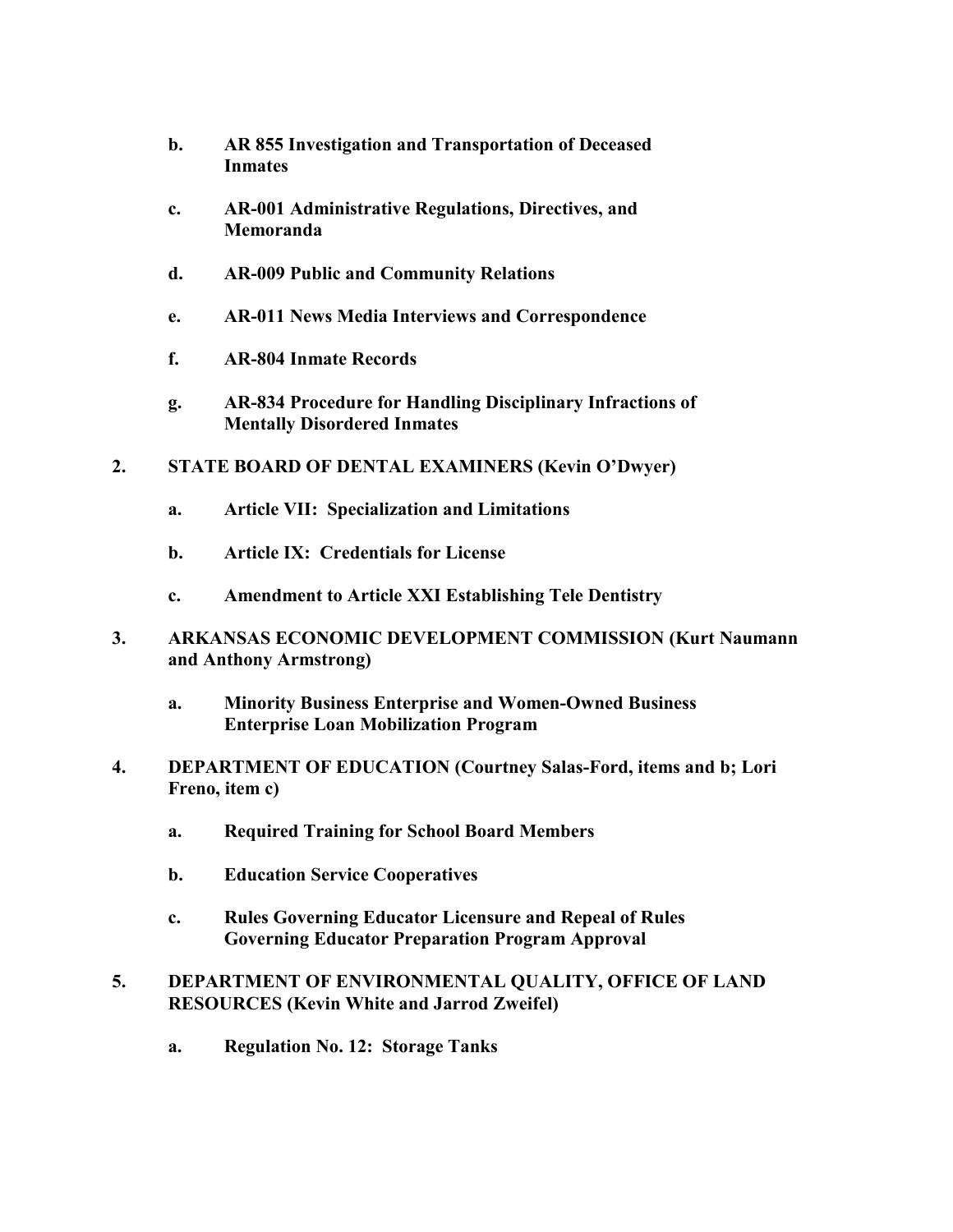- **b. AR 855 Investigation and Transportation of Deceased Inmates**

- **c. AR-001 Administrative Regulations, Directives, and Memoranda**

- **d. AR-009 Public and Community Relations**

- **e. AR-011 News Media Interviews and Correspondence**

- **f. AR-804 Inmate Records**

- **g. AR-834 Procedure for Handling Disciplinary Infractions of Mentally Disordered Inmates**

**2. STATE BOARD OF DENTAL EXAMINERS (Kevin O'Dwyer)**

- **a. Article VII: Specialization and Limitations**

- **b. Article IX: Credentials for License**

- **c. Amendment to Article XXI Establishing Tele Dentistry**

**3. ARKANSAS ECONOMIC DEVELOPMENT COMMISSION (Kurt Naumann and Anthony Armstrong)**

- **a. Minority Business Enterprise and Women-Owned Business Enterprise Loan Mobilization Program**

**4. DEPARTMENT OF EDUCATION (Courtney Salas-Ford, items and b; Lori Freno, item c)**

- **a. Required Training for School Board Members**

- **b. Education Service Cooperatives**

- **c. Rules Governing Educator Licensure and Repeal of Rules Governing Educator Preparation Program Approval**

**5. DEPARTMENT OF ENVIRONMENTAL QUALITY, OFFICE OF LAND RESOURCES (Kevin White and Jarrod Zweifel)**

- **a. Regulation No. 12: Storage Tanks**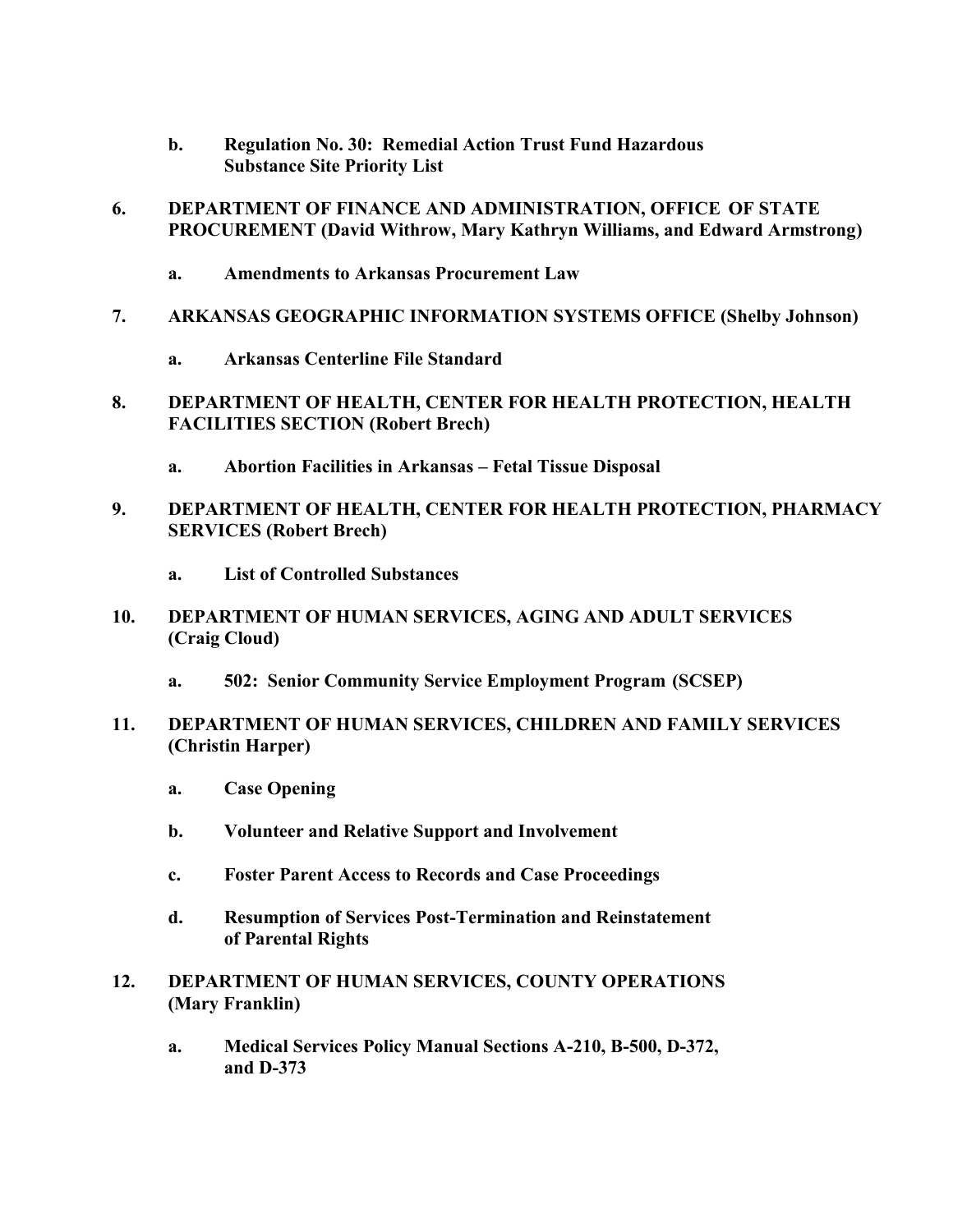b. **Regulation No. 30: Remedial Action Trust Fund Hazardous Substance Site Priority List**

6. **DEPARTMENT OF FINANCE AND ADMINISTRATION, OFFICE OF STATE PROCUREMENT (David Withrow, Mary Kathryn Williams, and Edward Armstrong)**

   a. **Amendments to Arkansas Procurement Law**

7. **ARKANSAS GEOGRAPHIC INFORMATION SYSTEMS OFFICE (Shelby Johnson)**

   a. **Arkansas Centerline File Standard**

8. **DEPARTMENT OF HEALTH, CENTER FOR HEALTH PROTECTION, HEALTH FACILITIES SECTION (Robert Brech)**

   a. **Abortion Facilities in Arkansas – Fetal Tissue Disposal**

9. **DEPARTMENT OF HEALTH, CENTER FOR HEALTH PROTECTION, PHARMACY SERVICES (Robert Brech)**

   a. **List of Controlled Substances**

10. **DEPARTMENT OF HUMAN SERVICES, AGING AND ADULT SERVICES (Craig Cloud)**

    a. **502: Senior Community Service Employment Program (SCSEP)**

11. **DEPARTMENT OF HUMAN SERVICES, CHILDREN AND FAMILY SERVICES (Christin Harper)**

    a. **Case Opening**

    b. **Volunteer and Relative Support and Involvement**

    c. **Foster Parent Access to Records and Case Proceedings**

    d. **Resumption of Services Post-Termination and Reinstatement of Parental Rights**

12. **DEPARTMENT OF HUMAN SERVICES, COUNTY OPERATIONS (Mary Franklin)**

    a. **Medical Services Policy Manual Sections A-210, B-500, D-372, and D-373**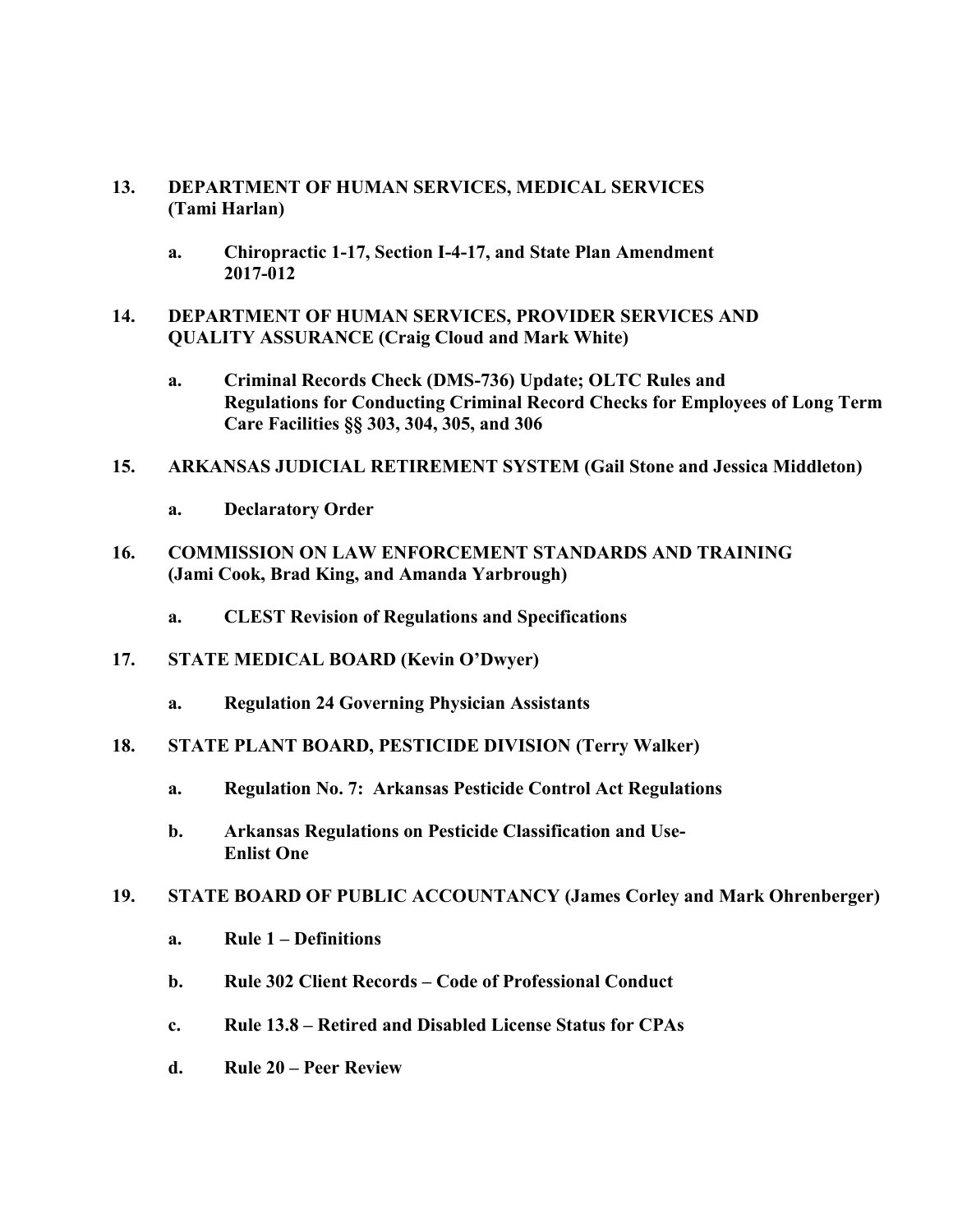**13. DEPARTMENT OF HUMAN SERVICES, MEDICAL SERVICES (Tami Harlan)**

- **a. Chiropractic 1-17, Section I-4-17, and State Plan Amendment 2017-012**

**14. DEPARTMENT OF HUMAN SERVICES, PROVIDER SERVICES AND QUALITY ASSURANCE (Craig Cloud and Mark White)**

- **a. Criminal Records Check (DMS-736) Update; OLTC Rules and Regulations for Conducting Criminal Record Checks for Employees of Long Term Care Facilities §§ 303, 304, 305, and 306**

**15. ARKANSAS JUDICIAL RETIREMENT SYSTEM (Gail Stone and Jessica Middleton)**

- **a. Declaratory Order**

**16. COMMISSION ON LAW ENFORCEMENT STANDARDS AND TRAINING (Jami Cook, Brad King, and Amanda Yarbrough)**

- **a. CLEST Revision of Regulations and Specifications**

**17. STATE MEDICAL BOARD (Kevin O'Dwyer)**

- **a. Regulation 24 Governing Physician Assistants**

**18. STATE PLANT BOARD, PESTICIDE DIVISION (Terry Walker)**

- **a. Regulation No. 7: Arkansas Pesticide Control Act Regulations**
- **b. Arkansas Regulations on Pesticide Classification and Use- Enlist One**

**19. STATE BOARD OF PUBLIC ACCOUNTANCY (James Corley and Mark Ohrenberger)**

- **a. Rule 1 – Definitions**
- **b. Rule 302 Client Records – Code of Professional Conduct**
- **c. Rule 13.8 – Retired and Disabled License Status for CPAs**
- **d. Rule 20 – Peer Review**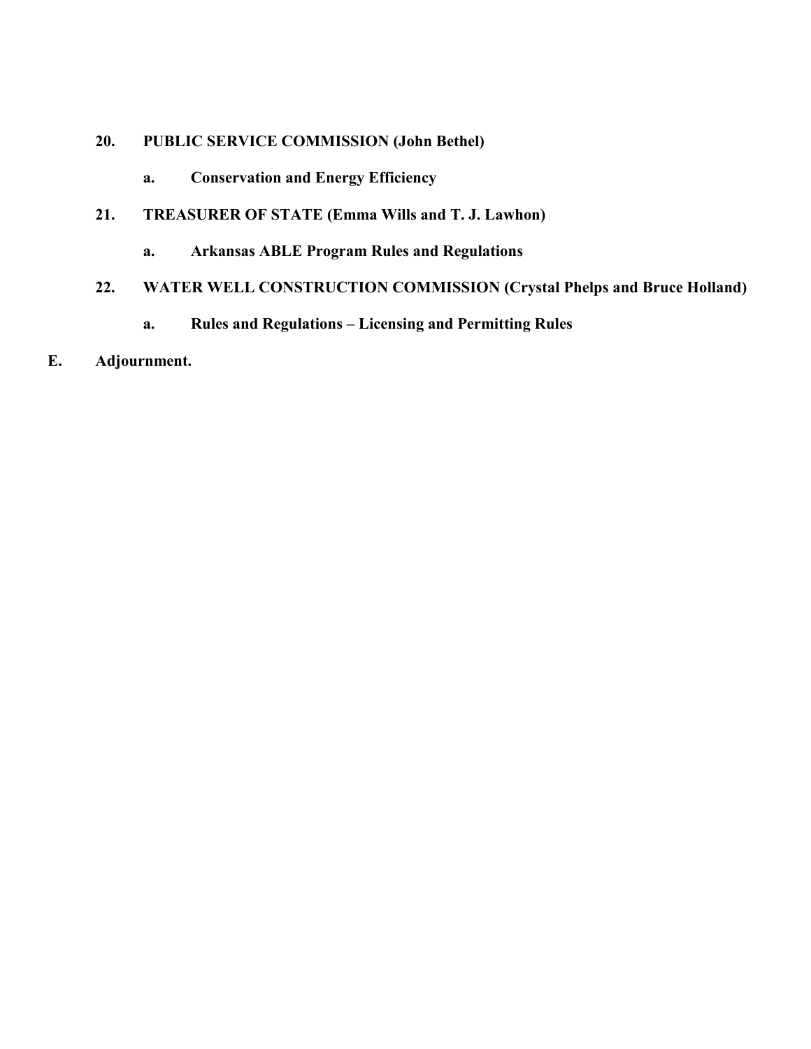20. **PUBLIC SERVICE COMMISSION (John Bethel)**

    a. **Conservation and Energy Efficiency**

21. **TREASURER OF STATE (Emma Wills and T. J. Lawhon)**

    a. **Arkansas ABLE Program Rules and Regulations**

22. **WATER WELL CONSTRUCTION COMMISSION (Crystal Phelps and Bruce Holland)**

    a. **Rules and Regulations – Licensing and Permitting Rules**

**E. Adjournment.**